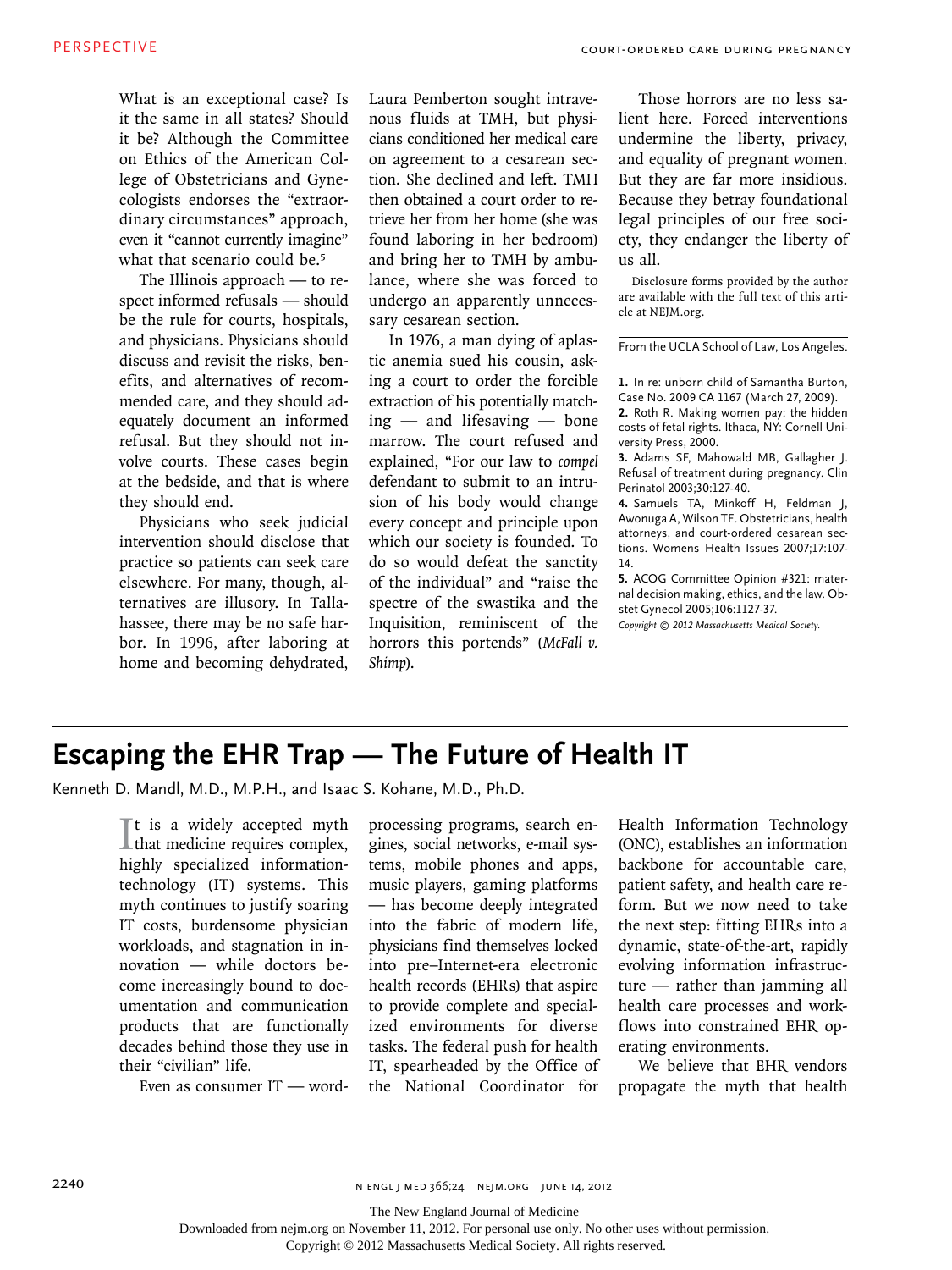What is an exceptional case? Is it the same in all states? Should it be? Although the Committee on Ethics of the American College of Obstetricians and Gynecologists endorses the "extraordinary circumstances" approach, even it "cannot currently imagine" what that scenario could be.[5]

The Illinois approach — to respect informed refusals — should be the rule for courts, hospitals, and physicians. Physicians should discuss and revisit the risks, benefits, and alternatives of recommended care, and they should adequately document an informed refusal. But they should not involve courts. These cases begin at the bedside, and that is where they should end.

Physicians who seek judicial intervention should disclose that practice so patients can seek care elsewhere. For many, though, alternatives are illusory. In Tallahassee, there may be no safe harbor. In 1996, after laboring at home and becoming dehydrated, Laura Pemberton sought intravenous fluids at TMH, but physicians conditioned her medical care on agreement to a cesarean section. She declined and left. TMH then obtained a court order to retrieve her from her home (she was found laboring in her bedroom) and bring her to TMH by ambulance, where she was forced to undergo an apparently unnecessary cesarean section.

In 1976, a man dying of aplastic anemia sued his cousin, asking a court to order the forcible extraction of his potentially matching — and lifesaving — bone marrow. The court refused and explained, "For our law to *compel* defendant to submit to an intrusion of his body would change every concept and principle upon which our society is founded. To do so would defeat the sanctity of the individual" and "raise the spectre of the swastika and the Inquisition, reminiscent of the horrors this portends" (*McFall v. Shimp*).

Those horrors are no less salient here. Forced interventions undermine the liberty, privacy, and equality of pregnant women. But they are far more insidious. Because they betray foundational legal principles of our free society, they endanger the liberty of us all.

Disclosure forms provided by the author are available with the full text of this article at NEJM.org.

From the UCLA School of Law, Los Angeles.

1. In re: unborn child of Samantha Burton, Case No. 2009 CA 1167 (March 27, 2009).
2. Roth R. Making women pay: the hidden costs of fetal rights. Ithaca, NY: Cornell University Press, 2000.
3. Adams SF, Mahowald MB, Gallagher J. Refusal of treatment during pregnancy. Clin Perinatol 2003;30:127-40.
4. Samuels TA, Minkoff H, Feldman J, Awonuga A, Wilson TE. Obstetricians, health attorneys, and court-ordered cesarean sections. Womens Health Issues 2007;17:107-14.
5. ACOG Committee Opinion #321: maternal decision making, ethics, and the law. Obstet Gynecol 2005;106:1127-37.

*Copyright © 2012 Massachusetts Medical Society.*

# Escaping the EHR Trap — The Future of Health IT

Kenneth D. Mandl, M.D., M.P.H., and Isaac S. Kohane, M.D., Ph.D.

It is a widely accepted myth that medicine requires complex, highly specialized information-technology (IT) systems. This myth continues to justify soaring IT costs, burdensome physician workloads, and stagnation in innovation — while doctors become increasingly bound to documentation and communication products that are functionally decades behind those they use in their "civilian" life.

Even as consumer IT — word-processing programs, search engines, social networks, e-mail systems, mobile phones and apps, music players, gaming platforms — has become deeply integrated into the fabric of modern life, physicians find themselves locked into pre–Internet-era electronic health records (EHRs) that aspire to provide complete and specialized environments for diverse tasks. The federal push for health IT, spearheaded by the Office of the National Coordinator for Health Information Technology (ONC), establishes an information backbone for accountable care, patient safety, and health care reform. But we now need to take the next step: fitting EHRs into a dynamic, state-of-the-art, rapidly evolving information infrastructure — rather than jamming all health care processes and workflows into constrained EHR operating environments.

We believe that EHR vendors propagate the myth that health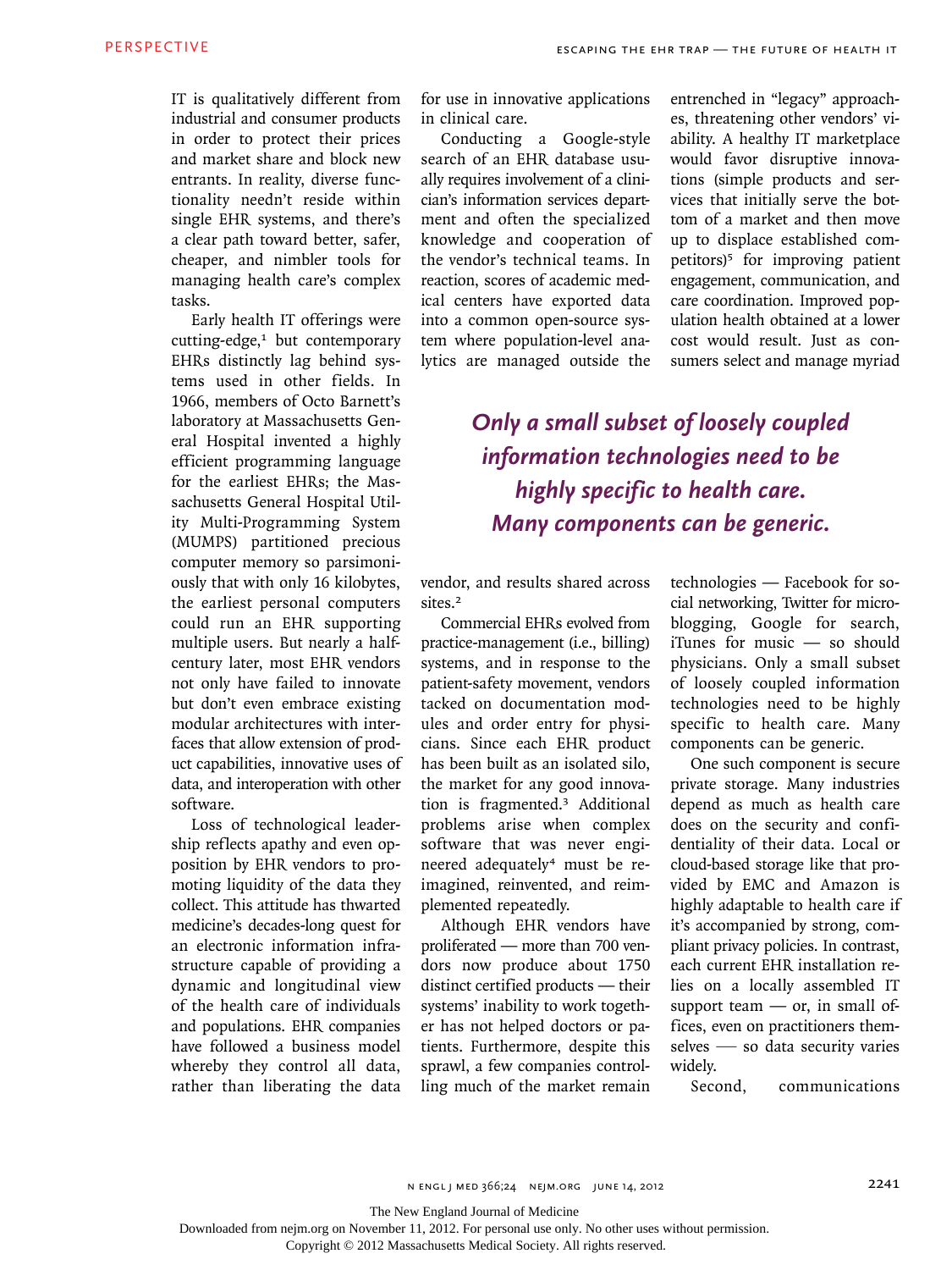IT is qualitatively different from industrial and consumer products in order to protect their prices and market share and block new entrants. In reality, diverse functionality needn't reside within single EHR systems, and there's a clear path toward better, safer, cheaper, and nimbler tools for managing health care's complex tasks.

Early health IT offerings were cutting-edge,[1] but contemporary EHRs distinctly lag behind systems used in other fields. In 1966, members of Octo Barnett's laboratory at Massachusetts General Hospital invented a highly efficient programming language for the earliest EHRs; the Massachusetts General Hospital Utility Multi-Programming System (MUMPS) partitioned precious computer memory so parsimoniously that with only 16 kilobytes, the earliest personal computers could run an EHR supporting multiple users. But nearly a half-century later, most EHR vendors not only have failed to innovate but don't even embrace existing modular architectures with interfaces that allow extension of product capabilities, innovative uses of data, and interoperation with other software.

Loss of technological leadership reflects apathy and even opposition by EHR vendors to promoting liquidity of the data they collect. This attitude has thwarted medicine's decades-long quest for an electronic information infrastructure capable of providing a dynamic and longitudinal view of the health care of individuals and populations. EHR companies have followed a business model whereby they control all data, rather than liberating the data for use in innovative applications in clinical care.

Conducting a Google-style search of an EHR database usually requires involvement of a clinician's information services department and often the specialized knowledge and cooperation of the vendor's technical teams. In reaction, scores of academic medical centers have exported data into a common open-source system where population-level analytics are managed outside the vendor, and results shared across sites.[2]

Commercial EHRs evolved from practice-management (i.e., billing) systems, and in response to the patient-safety movement, vendors tacked on documentation modules and order entry for physicians. Since each EHR product has been built as an isolated silo, the market for any good innovation is fragmented.[3] Additional problems arise when complex software that was never engineered adequately[4] must be reimagined, reinvented, and reimplemented repeatedly.

Although EHR vendors have proliferated — more than 700 vendors now produce about 1750 distinct certified products — their systems' inability to work together has not helped doctors or patients. Furthermore, despite this sprawl, a few companies controlling much of the market remain entrenched in "legacy" approaches, threatening other vendors' viability. A healthy IT marketplace would favor disruptive innovations (simple products and services that initially serve the bottom of a market and then move up to displace established competitors)[5] for improving patient engagement, communication, and care coordination. Improved population health obtained at a lower cost would result. Just as consumers select and manage myriad technologies — Facebook for social networking, Twitter for microblogging, Google for search, iTunes for music — so should physicians. Only a small subset of loosely coupled information technologies need to be highly specific to health care. Many components can be generic.

> ***Only a small subset of loosely coupled information technologies need to be highly specific to health care. Many components can be generic.***

One such component is secure private storage. Many industries depend as much as health care does on the security and confidentiality of their data. Local or cloud-based storage like that provided by EMC and Amazon is highly adaptable to health care if it's accompanied by strong, compliant privacy policies. In contrast, each current EHR installation relies on a locally assembled IT support team — or, in small offices, even on practitioners themselves — so data security varies widely.

Second, communications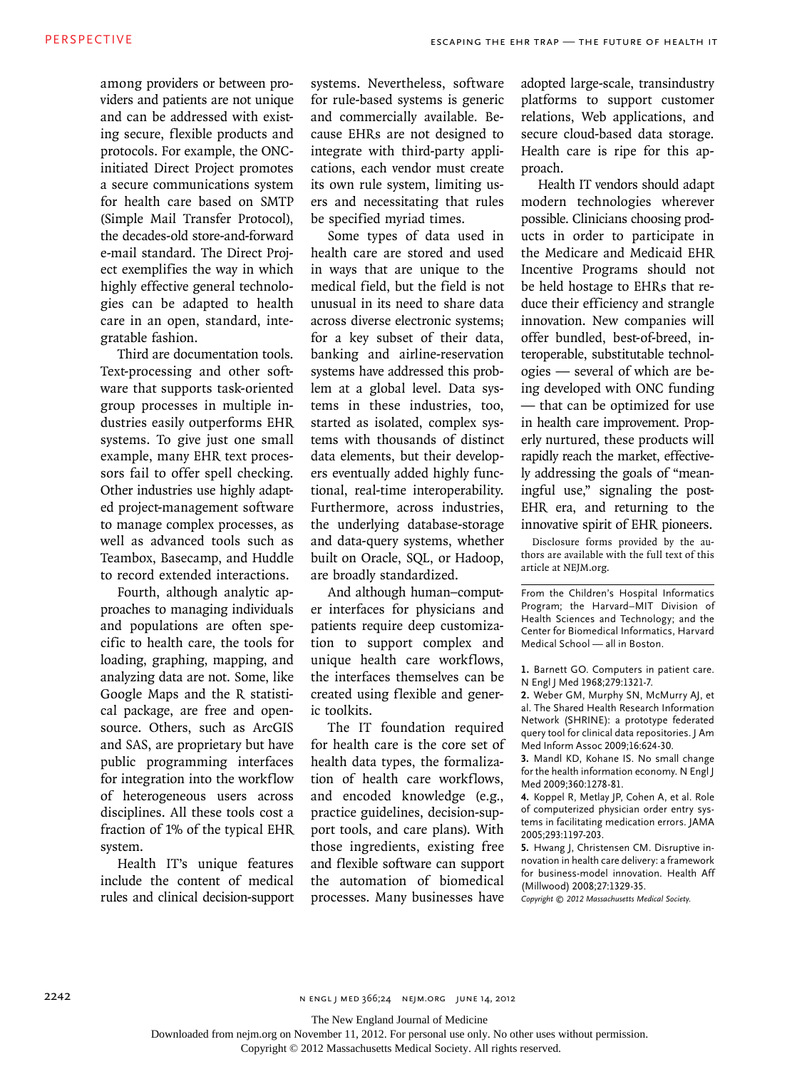among providers or between providers and patients are not unique and can be addressed with existing secure, flexible products and protocols. For example, the ONC-initiated Direct Project promotes a secure communications system for health care based on SMTP (Simple Mail Transfer Protocol), the decades-old store-and-forward e-mail standard. The Direct Project exemplifies the way in which highly effective general technologies can be adapted to health care in an open, standard, integratable fashion.

Third are documentation tools. Text-processing and other software that supports task-oriented group processes in multiple industries easily outperforms EHR systems. To give just one small example, many EHR text processors fail to offer spell checking. Other industries use highly adapted project-management software to manage complex processes, as well as advanced tools such as Teambox, Basecamp, and Huddle to record extended interactions.

Fourth, although analytic approaches to managing individuals and populations are often specific to health care, the tools for loading, graphing, mapping, and analyzing data are not. Some, like Google Maps and the R statistical package, are free and open-source. Others, such as ArcGIS and SAS, are proprietary but have public programming interfaces for integration into the workflow of heterogeneous users across disciplines. All these tools cost a fraction of 1% of the typical EHR system.

Health IT's unique features include the content of medical rules and clinical decision-support systems. Nevertheless, software for rule-based systems is generic and commercially available. Because EHRs are not designed to integrate with third-party applications, each vendor must create its own rule system, limiting users and necessitating that rules be specified myriad times.

Some types of data used in health care are stored and used in ways that are unique to the medical field, but the field is not unusual in its need to share data across diverse electronic systems; for a key subset of their data, banking and airline-reservation systems have addressed this problem at a global level. Data systems in these industries, too, started as isolated, complex systems with thousands of distinct data elements, but their developers eventually added highly functional, real-time interoperability. Furthermore, across industries, the underlying database-storage and data-query systems, whether built on Oracle, SQL, or Hadoop, are broadly standardized.

And although human–computer interfaces for physicians and patients require deep customization to support complex and unique health care workflows, the interfaces themselves can be created using flexible and generic toolkits.

The IT foundation required for health care is the core set of health data types, the formalization of health care workflows, and encoded knowledge (e.g., practice guidelines, decision-support tools, and care plans). With those ingredients, existing free and flexible software can support the automation of biomedical processes. Many businesses have adopted large-scale, transindustry platforms to support customer relations, Web applications, and secure cloud-based data storage. Health care is ripe for this approach.

Health IT vendors should adapt modern technologies wherever possible. Clinicians choosing products in order to participate in the Medicare and Medicaid EHR Incentive Programs should not be held hostage to EHRs that reduce their efficiency and strangle innovation. New companies will offer bundled, best-of-breed, interoperable, substitutable technologies — several of which are being developed with ONC funding — that can be optimized for use in health care improvement. Properly nurtured, these products will rapidly reach the market, effectively addressing the goals of "meaningful use," signaling the post-EHR era, and returning to the innovative spirit of EHR pioneers.

Disclosure forms provided by the authors are available with the full text of this article at NEJM.org.

From the Children's Hospital Informatics Program; the Harvard–MIT Division of Health Sciences and Technology; and the Center for Biomedical Informatics, Harvard Medical School — all in Boston.

1. Barnett GO. Computers in patient care. N Engl J Med 1968;279:1321-7.
2. Weber GM, Murphy SN, McMurry AJ, et al. The Shared Health Research Information Network (SHRINE): a prototype federated query tool for clinical data repositories. J Am Med Inform Assoc 2009;16:624-30.
3. Mandl KD, Kohane IS. No small change for the health information economy. N Engl J Med 2009;360:1278-81.
4. Koppel R, Metlay JP, Cohen A, et al. Role of computerized physician order entry systems in facilitating medication errors. JAMA 2005;293:1197-203.
5. Hwang J, Christensen CM. Disruptive innovation in health care delivery: a framework for business-model innovation. Health Aff (Millwood) 2008;27:1329-35.

*Copyright © 2012 Massachusetts Medical Society.*